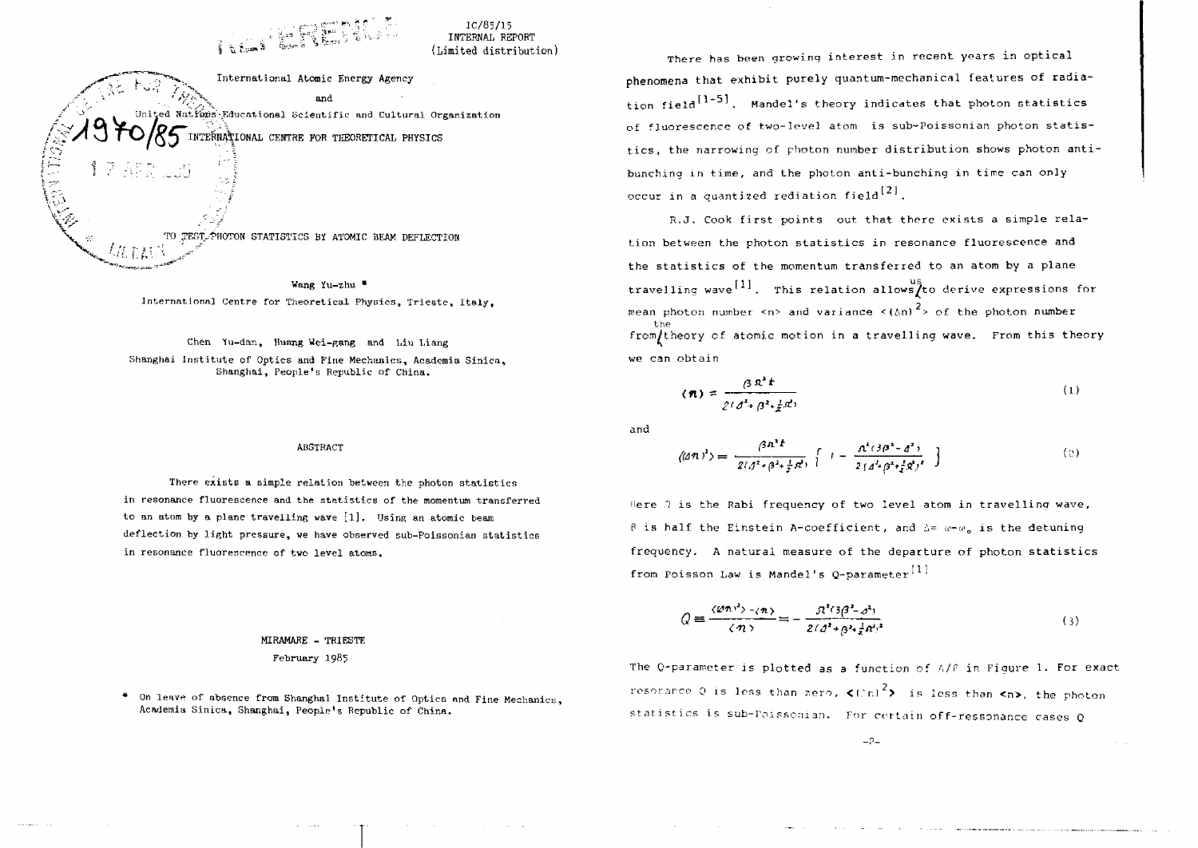IC/85/15
INTERNAL REPORT
(Limited distribution)

International Atomic Energy Agency

and

United Nations Educational Scientific and Cultural Organization

INTERNATIONAL CENTRE FOR THEORETICAL PHYSICS

# TO TEST PHOTON STATISTICS BY ATOMIC BEAM DEFLECTION

Wang Yu-zhu *

International Centre for Theoretical Physics, Trieste, Italy,

Chen Yu-dan, Huang Wei-gang and Liu Liang

Shanghai Institute of Optics and Fine Mechanics, Academia Sinica, Shanghai, People's Republic of China.

## ABSTRACT

There exists a simple relation between the photon statistics in resonance fluorescence and the statistics of the momentum transferred to an atom by a plane travelling wave [1]. Using an atomic beam deflection by light pressure, we have observed sub-Poissonian statistics in resonance fluorescence of two level atoms.

MIRAMARE - TRIESTE

February 1985

\* On leave of absence from Shanghai Institute of Optics and Fine Mechanics, Academia Sinica, Shanghai, People's Republic of China.

There has been growing interest in recent years in optical phenomena that exhibit purely quantum-mechanical features of radiation field[1-5]. Mandel's theory indicates that photon statistics of fluorescence of two-level atom is sub-Poissonian photon statistics, the narrowing of photon number distribution shows photon anti-bunching in time, and the photon anti-bunching in time can only occur in a quantized rediation field[2].

R.J. Cook first points out that there exists a simple relation between the photon statistics in resonance fluorescence and the statistics of the momentum transferred to an atom by a plane travelling wave[1]. This relation allows us to derive expressions for mean photon number $\langle n \rangle$ and variance $\langle (\Delta n)^2 \rangle$ of the photon number from the theory of atomic motion in a travelling wave. From this theory we can obtain

$$\langle n \rangle = \frac{\beta \Omega^2 t}{2(\Delta^2 + \beta^2 + \frac{1}{2}\Omega^2)} \tag{1}$$

and

$$\langle (\Delta n)^2 \rangle = \frac{\beta \Omega^2 t}{2(\Delta^2 + \beta^2 + \frac{1}{2}\Omega^2)} \left\{ 1 - \frac{\Omega^2 (3\beta^2 - \Delta^2)}{2(\Delta^2 + \beta^2 + \frac{1}{2}\Omega^2)^2} \right\} \tag{2}$$

Here $\Omega$ is the Rabi frequency of two level atom in travelling wave, $\beta$ is half the Einstein A-coefficient, and $\Delta = \omega - \omega_0$ is the detuning frequency. A natural measure of the departure of photon statistics from Poisson Law is Mandel's Q-parameter[1]

$$Q \equiv \frac{\langle (\Delta n)^2 \rangle - \langle n \rangle}{\langle n \rangle} = -\frac{\Omega^2 (3\beta^2 - \Delta^2)}{2(\Delta^2 + \beta^2 + \frac{1}{2}\Omega^2)^2} \tag{3}$$

The Q-parameter is plotted as a function of $\Delta/\beta$ in Figure 1. For exact resonance Q is less than zero, $\langle (\Delta n)^2 \rangle$ is less than $\langle n \rangle$, the photon statistics is sub-Poissonian. For certain off-ressonance cases Q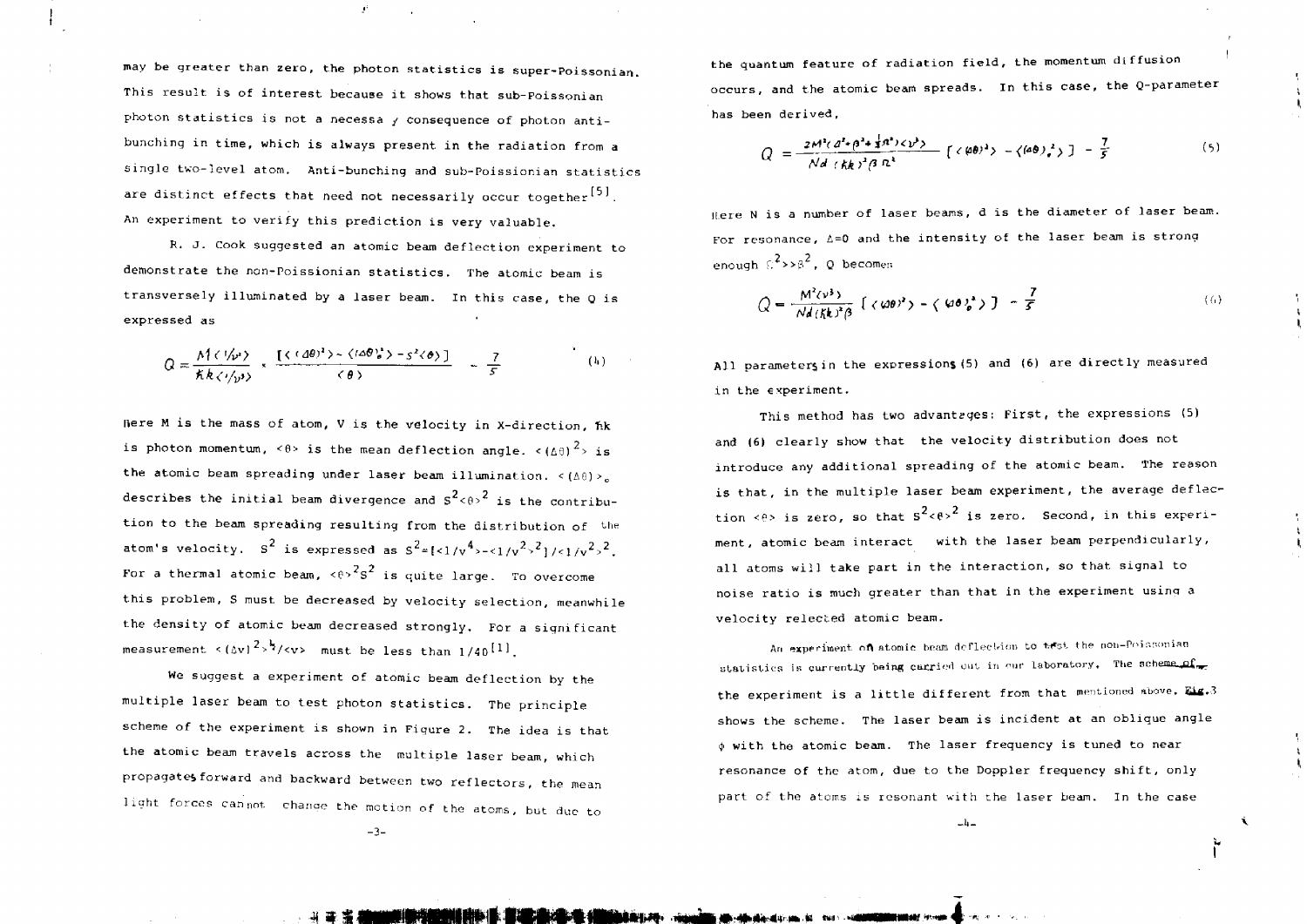may be greater than zero, the photon statistics is super-Poissonian. This result is of interest because it shows that sub-Poissonian photon statistics is not a necessary consequence of photon antibunching in time, which is always present in the radiation from a single two-level atom. Anti-bunching and sub-Poissionian statistics are distinct effects that need not necessarily occur together[5]. An experiment to verify this prediction is very valuable.

R. J. Cook suggested an atomic beam deflection experiment to demonstrate the non-Poissionian statistics. The atomic beam is transversely illuminated by a laser beam. In this case, the Q is expressed as

$$Q = \frac{M\langle 1/v\rangle}{\hbar k\langle 1/v^2\rangle} \cdot \frac{[\langle(\Delta\theta)^2\rangle - \langle(\Delta\theta)^2_0\rangle - S^2\langle\theta\rangle]}{\langle\theta\rangle} - \frac{7}{5} \tag{4}$$

Here M is the mass of atom, V is the velocity in X-direction, $\hbar k$ is photon momentum, $\langle\theta\rangle$ is the mean deflection angle. $\langle(\Delta\theta)^2\rangle$ is the atomic beam spreading under laser beam illumination. $\langle(\Delta\theta)\rangle_0$ describes the initial beam divergence and $S^2\langle\theta\rangle^2$ is the contribution to the beam spreading resulting from the distribution of the atom's velocity. $S^2$ is expressed as $S^2=[\langle 1/v^4\rangle - \langle 1/v^2\rangle^2]/\langle 1/v^2\rangle^2$. For a thermal atomic beam, $\langle\theta\rangle^2 S^2$ is quite large. To overcome this problem, S must be decreased by velocity selection, meanwhile the density of atomic beam decreased strongly. For a significant measurement $\langle(\Delta v)^2\rangle^{1/2}/\langle v\rangle$ must be less than 1/40[1].

We suggest a experiment of atomic beam deflection by the multiple laser beam to test photon statistics. The principle scheme of the experiment is shown in Figure 2. The idea is that the atomic beam travels across the multiple laser beam, which propagates forward and backward between two reflectors, the mean light forces cannot change the motion of the atoms, but due to the quantum feature of radiation field, the momentum diffusion occurs, and the atomic beam spreads. In this case, the Q-parameter has been derived,

$$Q = \frac{2M^2(\Delta^2+\beta^2+\frac{1}{4}\Gamma^2)\langle v^2\rangle}{Nd(\hbar k)^2\beta\Gamma^2}[\langle(\Delta\theta)^2\rangle - \langle(\Delta\theta)^2_0\rangle] - \frac{7}{5} \tag{5}$$

Here N is a number of laser beams, d is the diameter of laser beam. For resonance, $\Delta$=0 and the intensity of the laser beam is strong enough $\Gamma^2 >> \beta^2$, Q becomes

$$Q = \frac{M^2\langle v^2\rangle}{Nd(\hbar k)^2\beta}[\langle(\Delta\theta)^2\rangle - \langle(\Delta\theta)^2_0\rangle] - \frac{7}{5} \tag{6}$$

All parameters in the expressions (5) and (6) are directly measured in the experiment.

This method has two advantages: First, the expressions (5) and (6) clearly show that the velocity distribution does not introduce any additional spreading of the atomic beam. The reason is that, in the multiple laser beam experiment, the average deflection $\langle\theta\rangle$ is zero, so that $S^2\langle\theta\rangle^2$ is zero. Second, in this experiment, atomic beam interact with the laser beam perpendicularly, all atoms will take part in the interaction, so that signal to noise ratio is much greater than that in the experiment using a velocity selected atomic beam.

An experiment on atomic beam deflection to test the non-Poissonian statistics is currently being carried out in our laboratory. The scheme of the experiment is a little different from that mentioned above. Fig.3 shows the scheme. The laser beam is incident at an oblique angle $\phi$ with the atomic beam. The laser frequency is tuned to near resonance of the atom, due to the Doppler frequency shift, only part of the atoms is resonant with the laser beam. In the case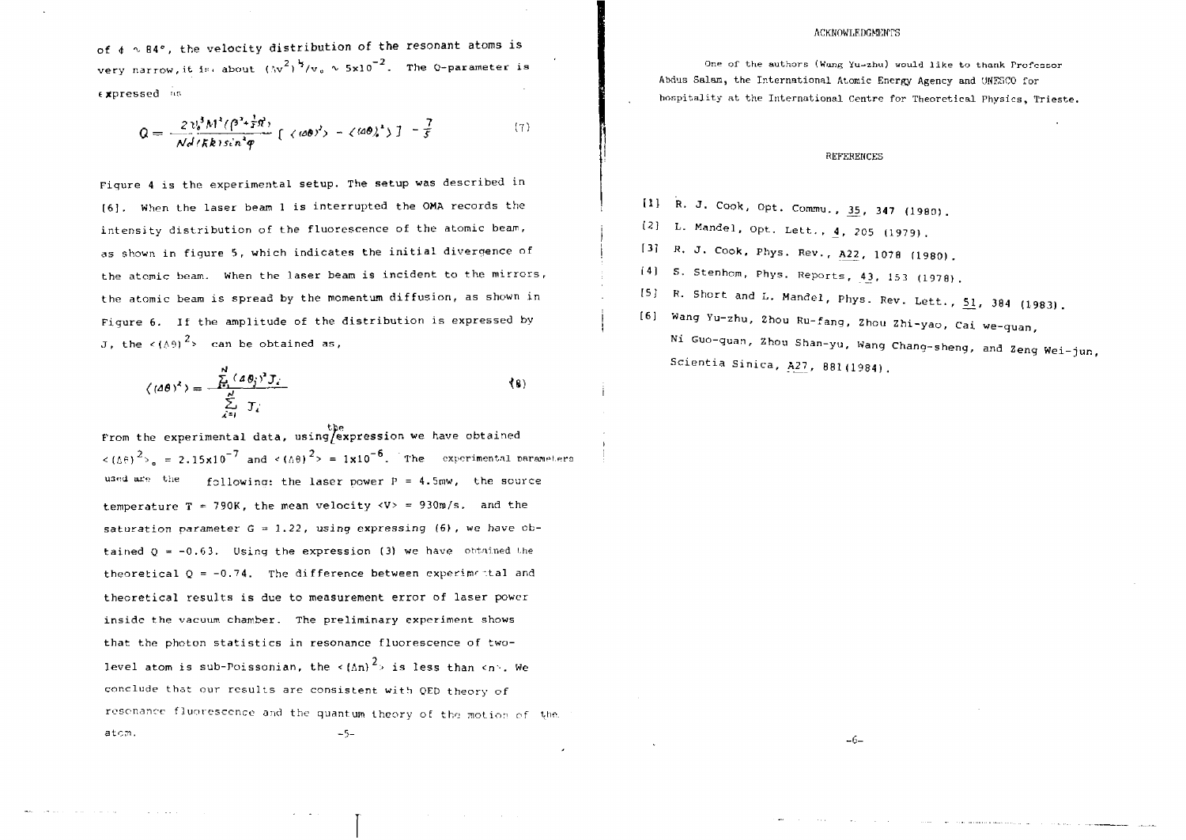of $\phi \sim 84°$, the velocity distribution of the resonant atoms is very narrow, it is about $(\Delta v^2)^{\frac{1}{2}}/v_0 \sim 5\times10^{-2}$. The Q-parameter is expressed as

$$Q = \frac{2 v_0^3 M^2 (\beta^2 + \frac{1}{3}\pi^2)}{N d (k k) \sin^2\varphi} \left[ \langle (\Delta\theta)^2 \rangle - \langle (\Delta\theta)_0^2 \rangle \right] - \frac{7}{5} \tag{7}$$

Figure 4 is the experimental setup. The setup was described in [6]. When the laser beam 1 is interrupted the OMA records the intensity distribution of the fluorescence of the atomic beam, as shown in figure 5, which indicates the initial divergence of the atomic beam. When the laser beam is incident to the mirrors, the atomic beam is spread by the momentum diffusion, as shown in Figure 6. If the amplitude of the distribution is expressed by J, the $\langle(\Delta\theta)^2\rangle$ can be obtained as,

$$\langle (\Delta\theta)^2 \rangle = \frac{\sum_{i=1}^{N} (\Delta\theta_i)^2 J_i}{\sum_{i=1}^{N} J_i} \tag{8}$$

From the experimental data, using the expression we have obtained $\langle(\Delta\theta)^2\rangle_0 = 2.15\times10^{-7}$ and $\langle(\Delta\theta)^2\rangle = 1\times10^{-6}$. The experimental parameters used are the following: the laser power P = 4.5mw, the source temperature T = 790K, the mean velocity $\langle V \rangle$ = 930m/s, and the saturation parameter G = 1.22, using expressing (6), we have obtained Q = -0.63. Using the expression (3) we have obtained the theoretical Q = -0.74. The difference between experimental and theoretical results is due to measurement error of laser power inside the vacuum chamber. The preliminary experiment shows that the photon statistics in resonance fluorescence of two-level atom is sub-Poissonian, the $\langle(\Delta n)^2\rangle$ is less than $\langle n \rangle$. We conclude that our results are consistent with QED theory of resonance fluorescence and the quantum theory of the motion of the atom.

## ACKNOWLEDGMENTS

One of the authors (Wang Yu-zhu) would like to thank Professor Abdus Salam, the International Atomic Energy Agency and UNESCO for hospitality at the International Centre for Theoretical Physics, Trieste.

## REFERENCES

[1] R. J. Cook, Opt. Commu., 35, 347 (1980).

[2] L. Mandel, Opt. Lett., 4, 205 (1979).

[3] R. J. Cook, Phys. Rev., A22, 1078 (1980).

[4] S. Stenhom, Phys. Reports, 43, 153 (1978).

[5] R. Short and L. Mandel, Phys. Rev. Lett., 51, 384 (1983).

[6] Wang Yu-zhu, Zhou Ru-fang, Zhou Zhi-yao, Cai we-quan, Ni Guo-quan, Zhou Shan-yu, Wang Chang-sheng, and Zeng Wei-jun, Scientia Sinica, A27, 881(1984).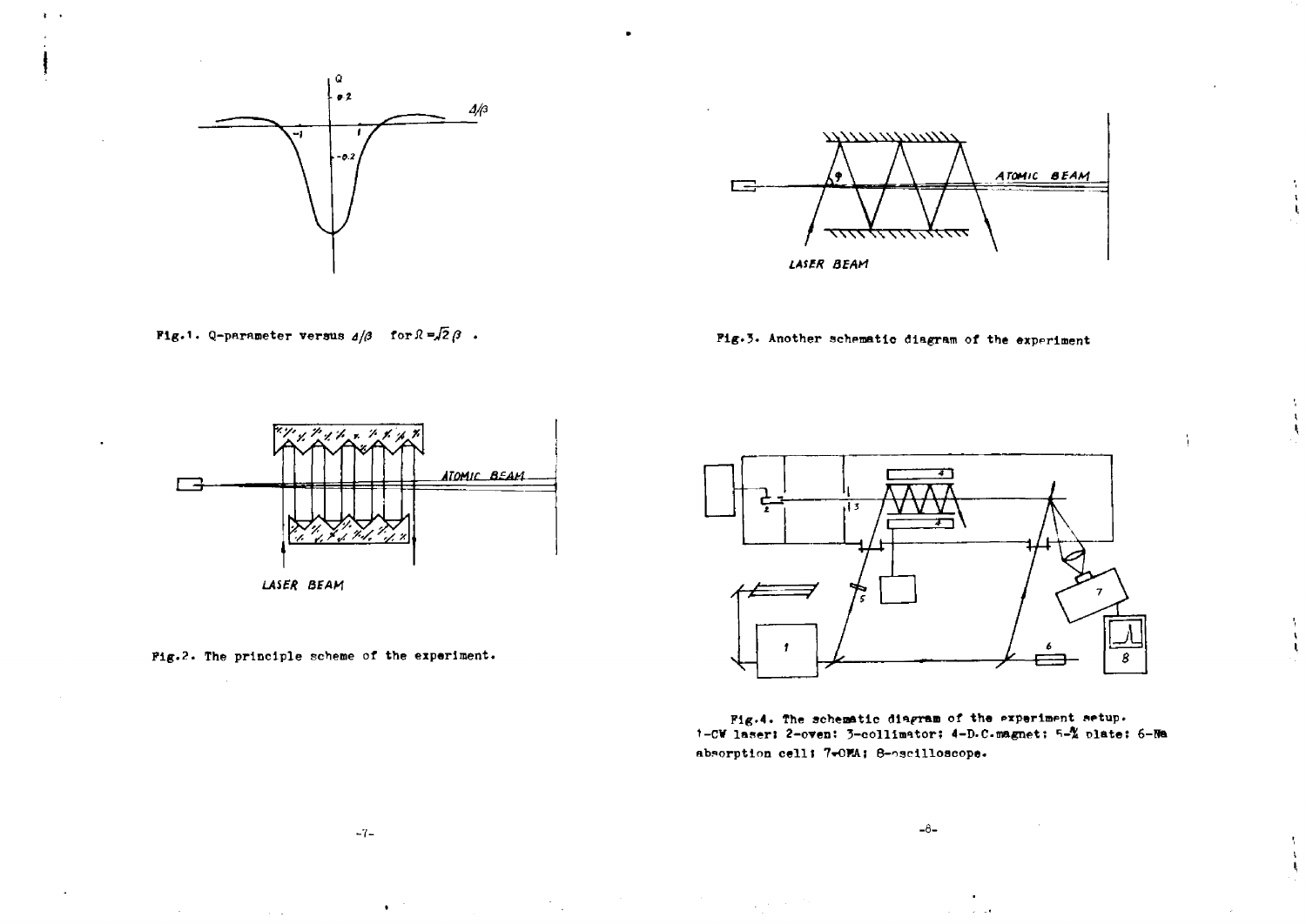Fig.1. Q-parameter versus $\Delta/\beta$ for $\Omega=\sqrt{2}\beta$ .

Fig.3. Another schematic diagram of the experiment

Fig.2. The principle scheme of the experiment.

Fig.4. The schematic diagram of the experiment setup. 1-CW laser; 2-oven; 3-collimator; 4-D.C.magnet; 5-$\lambda/4$ plate; 6-Na absorption cell; 7-OMA; 8-oscilloscope.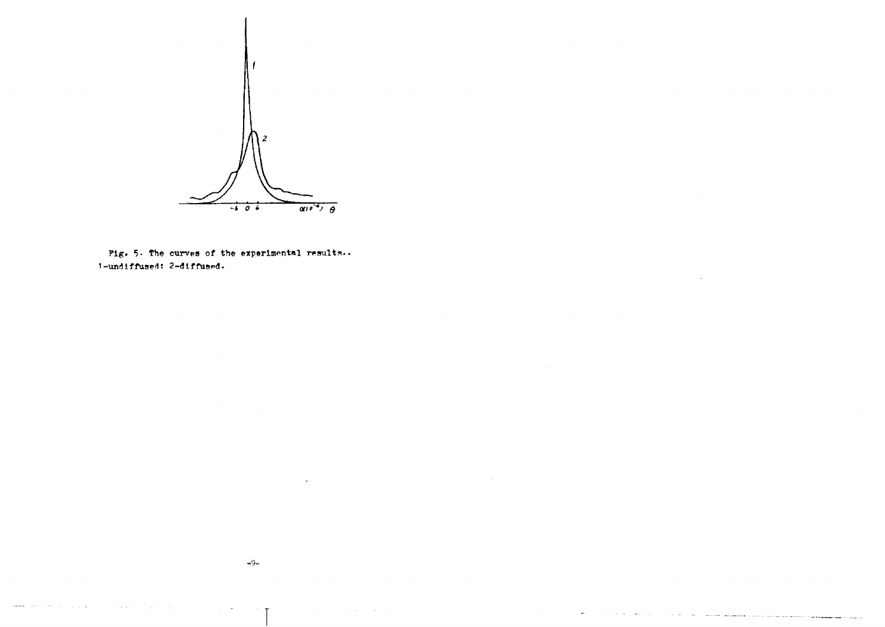Fig. 5. The curves of the experimental results..
1-undiffused; 2-diffused.